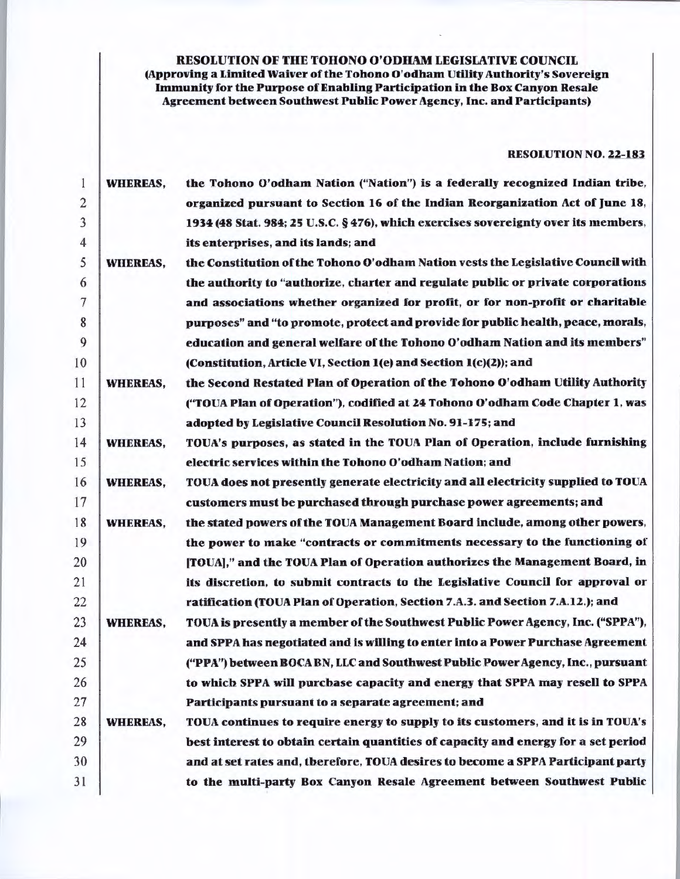# RESOLUTION OF THE TOHONO O'ODHAM LEGISLATIVE COUNCIL

**(Approving a Limited Waiver of the Tohono O'odham Utility Authority's Sovereign Immunity for the Purpose of Enabling Participation in the Box Canyon Resale Agreement between Southwest Public Power Agency, Inc. and Participants)**

**RESOLUTION NO. 22-183**

1. **WHEREAS,** the Tohono O'odham Nation ("Nation") is a federally recognized Indian tribe,
2. organized pursuant to Section 16 of the Indian Reorganization Act of June 18,
3. 1934 (48 Stat. 984; 25 U.S.C. § 476), which exercises sovereignty over its members,
4. its enterprises, and its lands; and
5. **WHEREAS,** the Constitution of the Tohono O'odham Nation vests the Legislative Council with
6. the authority to "authorize, charter and regulate public or private corporations
7. and associations whether organized for profit, or for non-profit or charitable
8. purposes" and "to promote, protect and provide for public health, peace, morals,
9. education and general welfare of the Tohono O'odham Nation and its members"
10. (Constitution, Article VI, Section 1(e) and Section 1(c)(2)); and
11. **WHEREAS,** the Second Restated Plan of Operation of the Tohono O'odham Utility Authority
12. ("TOUA Plan of Operation"), codified at 24 Tohono O'odham Code Chapter 1, was
13. adopted by Legislative Council Resolution No. 91-175; and
14. **WHEREAS,** TOUA's purposes, as stated in the TOUA Plan of Operation, include furnishing
15. electric services within the Tohono O'odham Nation; and
16. **WHEREAS,** TOUA does not presently generate electricity and all electricity supplied to TOUA
17. customers must be purchased through purchase power agreements; and
18. **WHEREAS,** the stated powers of the TOUA Management Board include, among other powers,
19. the power to make "contracts or commitments necessary to the functioning of
20. [TOUA]," and the TOUA Plan of Operation authorizes the Management Board, in
21. its discretion, to submit contracts to the Legislative Council for approval or
22. ratification (TOUA Plan of Operation, Section 7.A.3. and Section 7.A.12.); and
23. **WHEREAS,** TOUA is presently a member of the Southwest Public Power Agency, Inc. ("SPPA"),
24. and SPPA has negotiated and is willing to enter into a Power Purchase Agreement
25. ("PPA") between BOCA BN, LLC and Southwest Public Power Agency, Inc., pursuant
26. to which SPPA will purchase capacity and energy that SPPA may resell to SPPA
27. Participants pursuant to a separate agreement; and
28. **WHEREAS,** TOUA continues to require energy to supply to its customers, and it is in TOUA's
29. best interest to obtain certain quantities of capacity and energy for a set period
30. and at set rates and, therefore, TOUA desires to become a SPPA Participant party
31. to the multi-party Box Canyon Resale Agreement between Southwest Public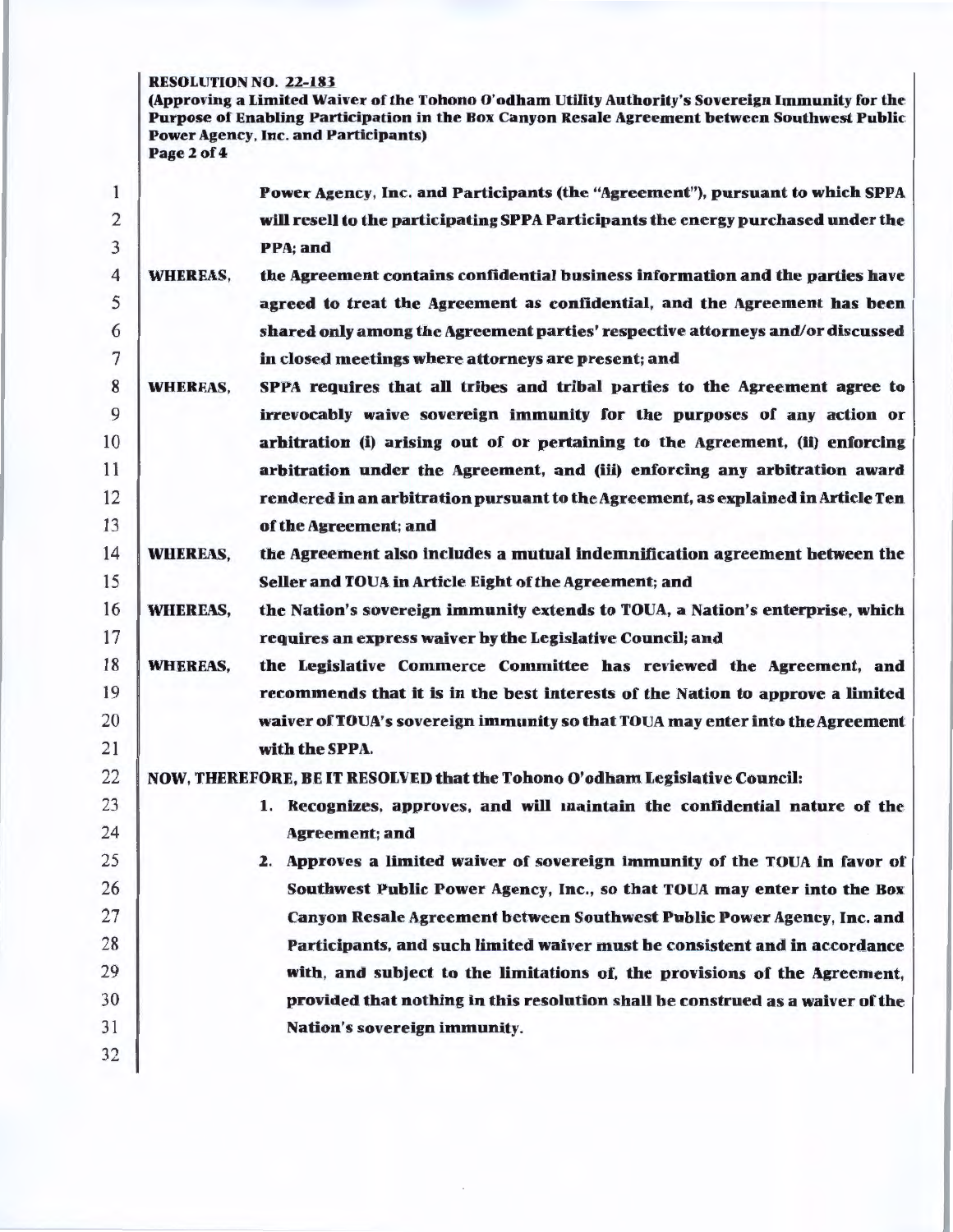Power Agency, Inc. and Participants (the "Agreement"), pursuant to which SPPA will resell to the participating SPPA Participants the energy purchased under the PPA; and

**WHEREAS,** the Agreement contains confidential business information and the parties have agreed to treat the Agreement as confidential, and the Agreement has been shared only among the Agreement parties' respective attorneys and/or discussed in closed meetings where attorneys are present; and

**WHEREAS,** SPPA requires that all tribes and tribal parties to the Agreement agree to irrevocably waive sovereign immunity for the purposes of any action or arbitration (i) arising out of or pertaining to the Agreement, (ii) enforcing arbitration under the Agreement, and (iii) enforcing any arbitration award rendered in an arbitration pursuant to the Agreement, as explained in Article Ten of the Agreement; and

**WHEREAS,** the Agreement also includes a mutual indemnification agreement between the Seller and TOUA in Article Eight of the Agreement; and

**WHEREAS,** the Nation's sovereign immunity extends to TOUA, a Nation's enterprise, which requires an express waiver by the Legislative Council; and

**WHEREAS,** the Legislative Commerce Committee has reviewed the Agreement, and recommends that it is in the best interests of the Nation to approve a limited waiver of TOUA's sovereign immunity so that TOUA may enter into the Agreement with the SPPA.

**NOW, THEREFORE, BE IT RESOLVED that the Tohono O'odham Legislative Council:**

1. Recognizes, approves, and will maintain the confidential nature of the Agreement; and
2. Approves a limited waiver of sovereign immunity of the TOUA in favor of Southwest Public Power Agency, Inc., so that TOUA may enter into the Box Canyon Resale Agreement between Southwest Public Power Agency, Inc. and Participants, and such limited waiver must be consistent and in accordance with, and subject to the limitations of, the provisions of the Agreement, provided that nothing in this resolution shall be construed as a waiver of the Nation's sovereign immunity.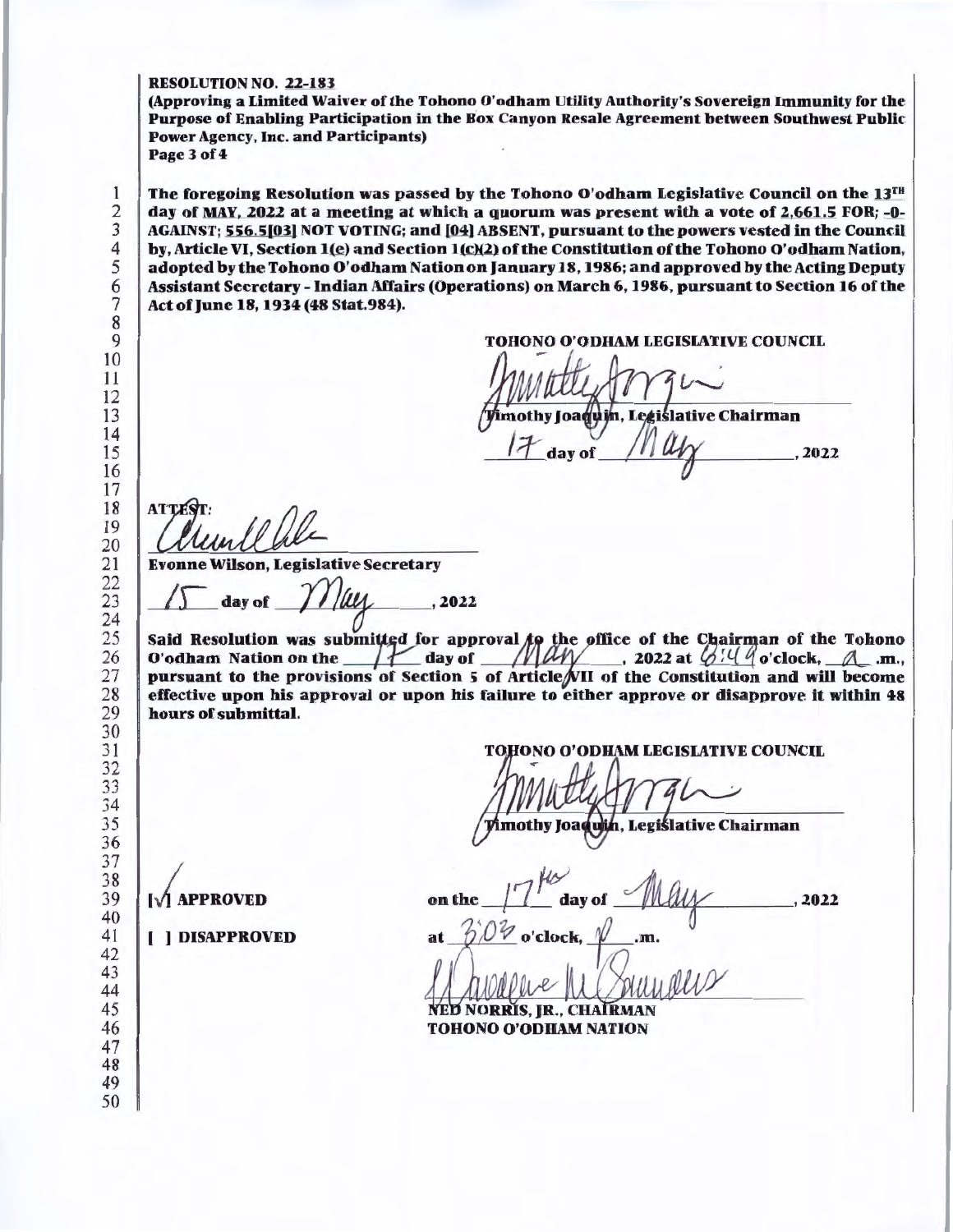**RESOLUTION NO. 22-183**
**(Approving a Limited Waiver of the Tohono O'odham Utility Authority's Sovereign Immunity for the Purpose of Enabling Participation in the Box Canyon Resale Agreement between Southwest Public Power Agency, Inc. and Participants)**
**Page 3 of 4**

**The foregoing Resolution was passed by the Tohono O'odham Legislative Council on the 13[TH] day of MAY, 2022 at a meeting at which a quorum was present with a vote of 2,661.5 FOR; -0- AGAINST; 556.5[03] NOT VOTING; and [04] ABSENT, pursuant to the powers vested in the Council by, Article VI, Section 1(e) and Section 1(c)(2) of the Constitution of the Tohono O'odham Nation, adopted by the Tohono O'odham Nation on January 18, 1986; and approved by the Acting Deputy Assistant Secretary - Indian Affairs (Operations) on March 6, 1986, pursuant to Section 16 of the Act of June 18, 1934 (48 Stat.984).**

**TOHONO O'ODHAM LEGISLATIVE COUNCIL**

**Timothy Joaquin, Legislative Chairman**

17 **day of** May **, 2022**

**ATTEST:**

**Evonne Wilson, Legislative Secretary**

15 **day of** May **, 2022**

**Said Resolution was submitted for approval to the office of the Chairman of the Tohono O'odham Nation on the** 17 **day of** May **, 2022 at** 8:49 **o'clock,** a **.m., pursuant to the provisions of Section 5 of Article VII of the Constitution and will become effective upon his approval or upon his failure to either approve or disapprove it within 48 hours of submittal.**

**TOHONO O'ODHAM LEGISLATIVE COUNCIL**

**Timothy Joaquin, Legislative Chairman**

**[√] APPROVED** **on the** 17th **day of** May **, 2022**

**[ ] DISAPPROVED** **at** 3:03 **o'clock,** p **.m.**

**NED NORRIS, JR., CHAIRMAN**
**TOHONO O'ODHAM NATION**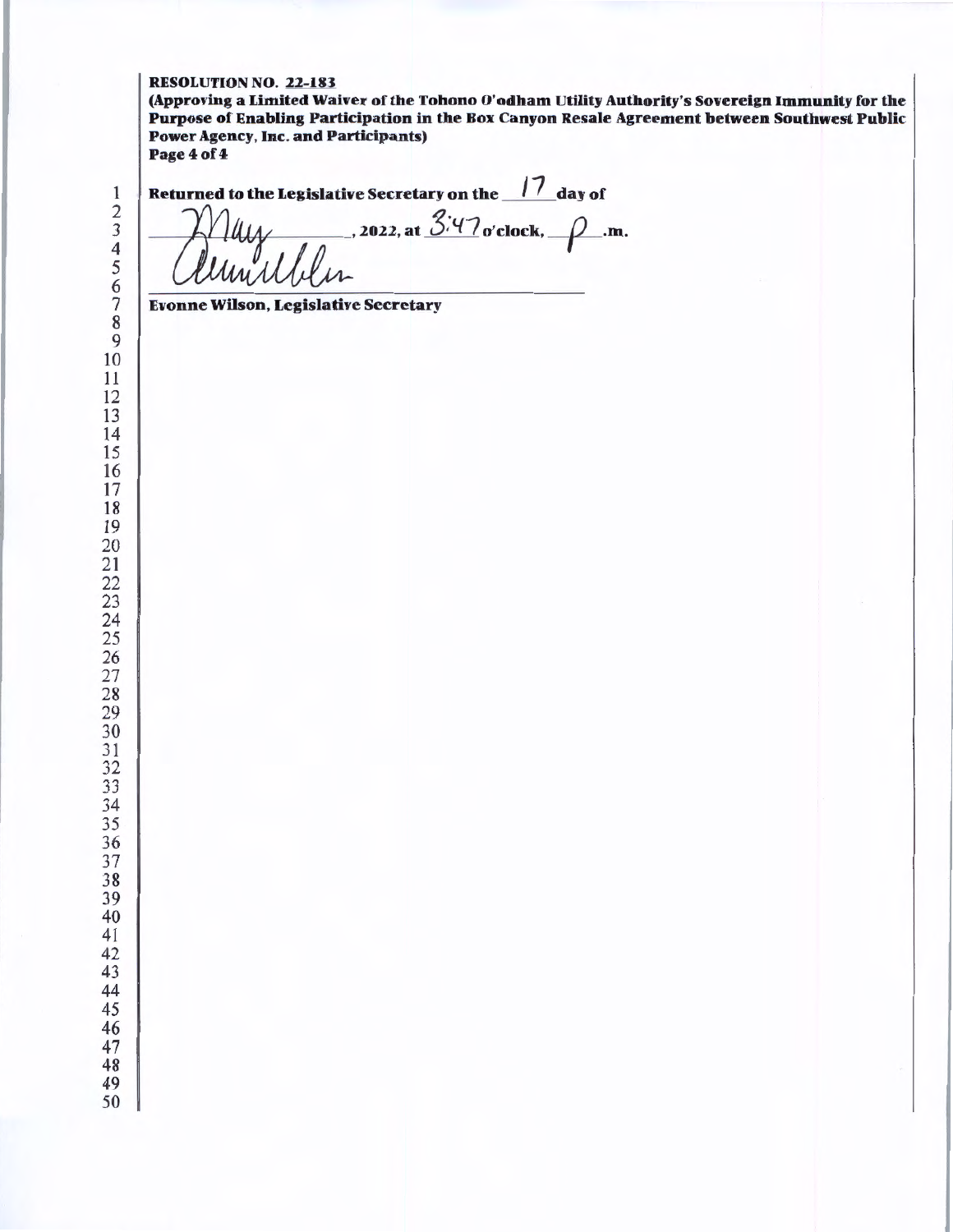**RESOLUTION NO. 22-183**
**(Approving a Limited Waiver of the Tohono O'odham Utility Authority's Sovereign Immunity for the Purpose of Enabling Participation in the Box Canyon Resale Agreement between Southwest Public Power Agency, Inc. and Participants)**

**Returned to the Legislative Secretary on the** 17 **day of** May, **2022, at** 3:47 **o'clock,** p **.m.**

*[signature]*

**Evonne Wilson, Legislative Secretary**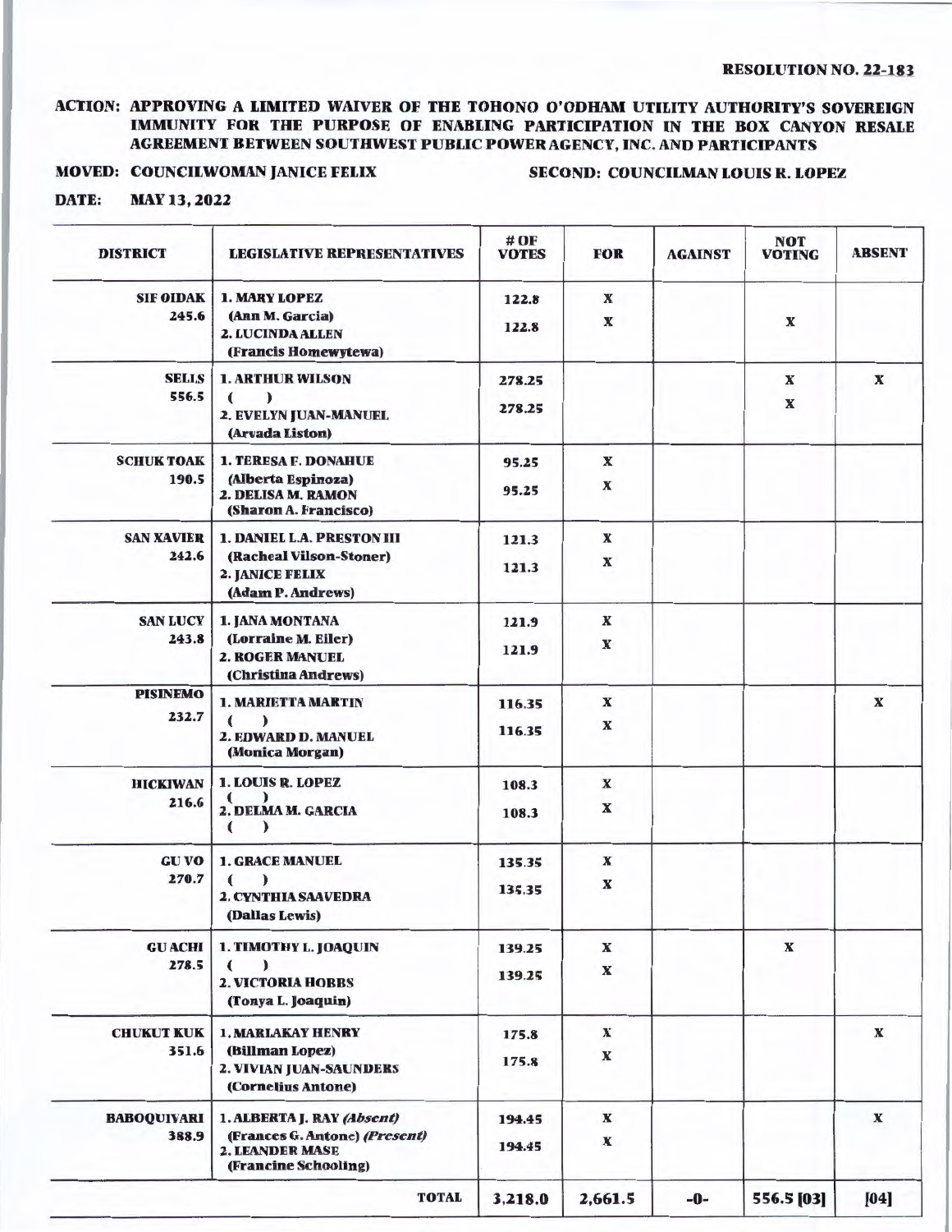**RESOLUTION NO. 22-183**

**ACTION: APPROVING A LIMITED WAIVER OF THE TOHONO O'ODHAM UTILITY AUTHORITY'S SOVEREIGN IMMUNITY FOR THE PURPOSE OF ENABLING PARTICIPATION IN THE BOX CANYON RESALE AGREEMENT BETWEEN SOUTHWEST PUBLIC POWER AGENCY, INC. AND PARTICIPANTS**

**MOVED: COUNCILWOMAN JANICE FELIX** **SECOND: COUNCILMAN LOUIS R. LOPEZ**

**DATE: MAY 13, 2022**

| DISTRICT | LEGISLATIVE REPRESENTATIVES | # OF VOTES | FOR | AGAINST | NOT VOTING | ABSENT |
|---|---|---|---|---|---|---|
| SIF OIDAK 245.6 | 1. MARY LOPEZ (Ann M. Garcia) | 122.8 | X | | | |
| | 2. LUCINDA ALLEN (Francis Homewytewa) | 122.8 | X | | X | |
| SELLS 556.5 | 1. ARTHUR WILSON ( ) | 278.25 | | | X | X |
| | 2. EVELYN JUAN-MANUEL (Arvada Liston) | 278.25 | | | X | |
| SCHUK TOAK 190.5 | 1. TERESA F. DONAHUE (Alberta Espinoza) | 95.25 | X | | | |
| | 2. DELISA M. RAMON (Sharon A. Francisco) | 95.25 | X | | | |
| SAN XAVIER 242.6 | 1. DANIEL L.A. PRESTON III (Racheal Vilson-Stoner) | 121.3 | X | | | |
| | 2. JANICE FELIX (Adam P. Andrews) | 121.3 | X | | | |
| SAN LUCY 243.8 | 1. JANA MONTANA (Lorraine M. Eiler) | 121.9 | X | | | |
| | 2. ROGER MANUEL (Christina Andrews) | 121.9 | X | | | |
| PISINEMO 232.7 | 1. MARIETTA MARTIN ( ) | 116.35 | X | | | X |
| | 2. EDWARD D. MANUEL (Monica Morgan) | 116.35 | X | | | |
| HICKIWAN 216.6 | 1. LOUIS R. LOPEZ ( ) | 108.3 | X | | | |
| | 2. DELMA M. GARCIA ( ) | 108.3 | X | | | |
| GU VO 270.7 | 1. GRACE MANUEL ( ) | 135.35 | X | | | |
| | 2. CYNTHIA SAAVEDRA (Dallas Lewis) | 135.35 | X | | | |
| GU ACHI 278.5 | 1. TIMOTHY L. JOAQUIN ( ) | 139.25 | X | | X | |
| | 2. VICTORIA HOBBS (Tonya L. Joaquin) | 139.25 | X | | | |
| CHUKUT KUK 351.6 | 1. MARLAKAY HENRY (Billman Lopez) | 175.8 | X | | | X |
| | 2. VIVIAN JUAN-SAUNDERS (Cornelius Antone) | 175.8 | X | | | |
| BABOQUIVARI 388.9 | 1. ALBERTA J. RAY *(Absent)* (Frances G. Antone) *(Present)* | 194.45 | X | | | X |
| | 2. LEANDER MASE (Francine Schooling) | 194.45 | X | | | |
| | **TOTAL** | **3,218.0** | **2,661.5** | **-0-** | **556.5 [03]** | **[04]** |